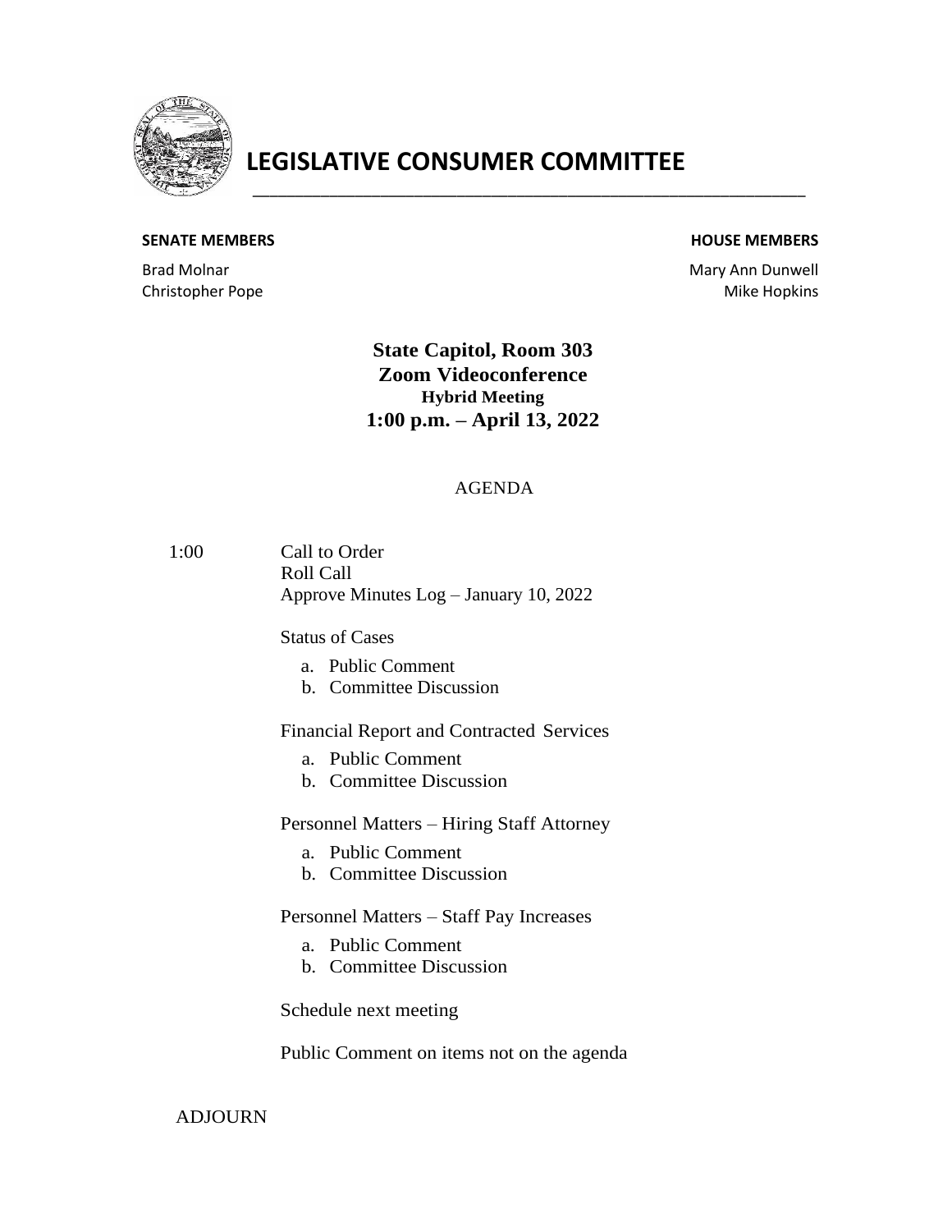# LEGISLATIVE CONSUMER COMMITTEE

| SENATE MEMBERS | HOUSE MEMBERS |
| --- | --- |
| Brad Molnar | Mary Ann Dunwell |
| Christopher Pope | Mike Hopkins |

**State Capitol, Room 303**
**Zoom Videoconference**
**Hybrid Meeting**
**1:00 p.m. – April 13, 2022**

AGENDA

1:00 Call to Order
Roll Call
Approve Minutes Log – January 10, 2022

Status of Cases

a. Public Comment
b. Committee Discussion

Financial Report and Contracted Services

a. Public Comment
b. Committee Discussion

Personnel Matters – Hiring Staff Attorney

a. Public Comment
b. Committee Discussion

Personnel Matters – Staff Pay Increases

a. Public Comment
b. Committee Discussion

Schedule next meeting

Public Comment on items not on the agenda

ADJOURN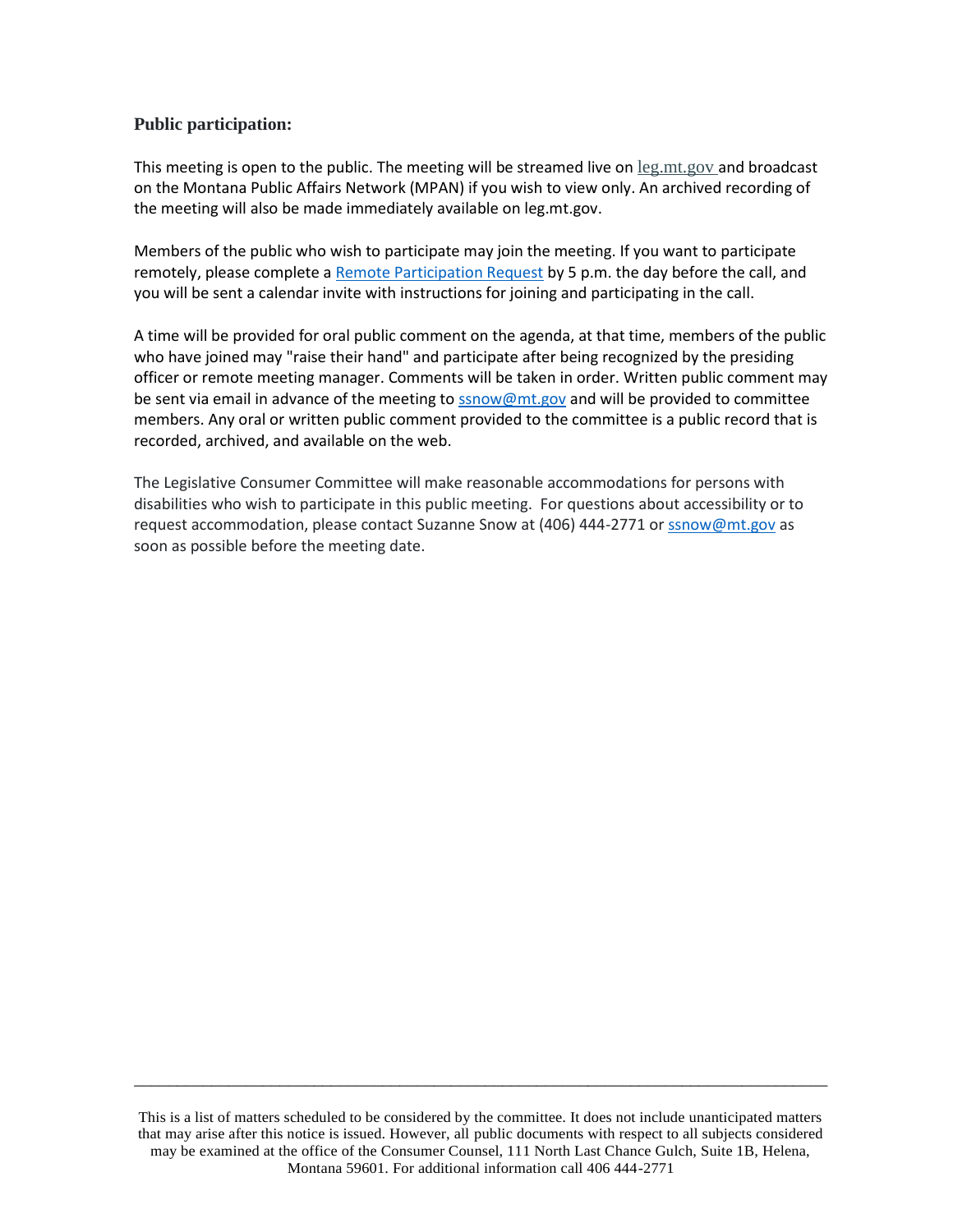**Public participation:**

This meeting is open to the public. The meeting will be streamed live on leg.mt.gov and broadcast on the Montana Public Affairs Network (MPAN) if you wish to view only. An archived recording of the meeting will also be made immediately available on leg.mt.gov.

Members of the public who wish to participate may join the meeting. If you want to participate remotely, please complete a Remote Participation Request by 5 p.m. the day before the call, and you will be sent a calendar invite with instructions for joining and participating in the call.

A time will be provided for oral public comment on the agenda, at that time, members of the public who have joined may "raise their hand" and participate after being recognized by the presiding officer or remote meeting manager. Comments will be taken in order. Written public comment may be sent via email in advance of the meeting to ssnow@mt.gov and will be provided to committee members. Any oral or written public comment provided to the committee is a public record that is recorded, archived, and available on the web.

The Legislative Consumer Committee will make reasonable accommodations for persons with disabilities who wish to participate in this public meeting. For questions about accessibility or to request accommodation, please contact Suzanne Snow at (406) 444-2771 or ssnow@mt.gov as soon as possible before the meeting date.

---

This is a list of matters scheduled to be considered by the committee. It does not include unanticipated matters that may arise after this notice is issued. However, all public documents with respect to all subjects considered may be examined at the office of the Consumer Counsel, 111 North Last Chance Gulch, Suite 1B, Helena, Montana 59601. For additional information call 406 444-2771